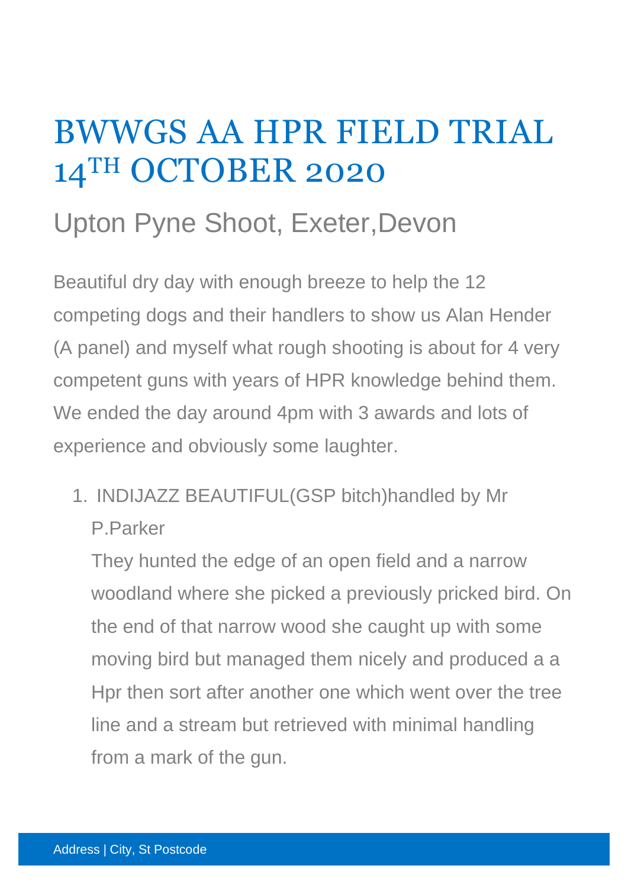# BWWGS AA HPR FIELD TRIAL 14TH OCTOBER 2020

## Upton Pyne Shoot, Exeter,Devon

Beautiful dry day with enough breeze to help the 12 competing dogs and their handlers to show us Alan Hender (A panel) and myself what rough shooting is about for 4 very competent guns with years of HPR knowledge behind them. We ended the day around 4pm with 3 awards and lots of experience and obviously some laughter.

1. INDIJAZZ BEAUTIFUL(GSP bitch)handled by Mr P.Parker

   They hunted the edge of an open field and a narrow woodland where she picked a previously pricked bird. On the end of that narrow wood she caught up with some moving bird but managed them nicely and produced a a Hpr then sort after another one which went over the tree line and a stream but retrieved with minimal handling from a mark of the gun.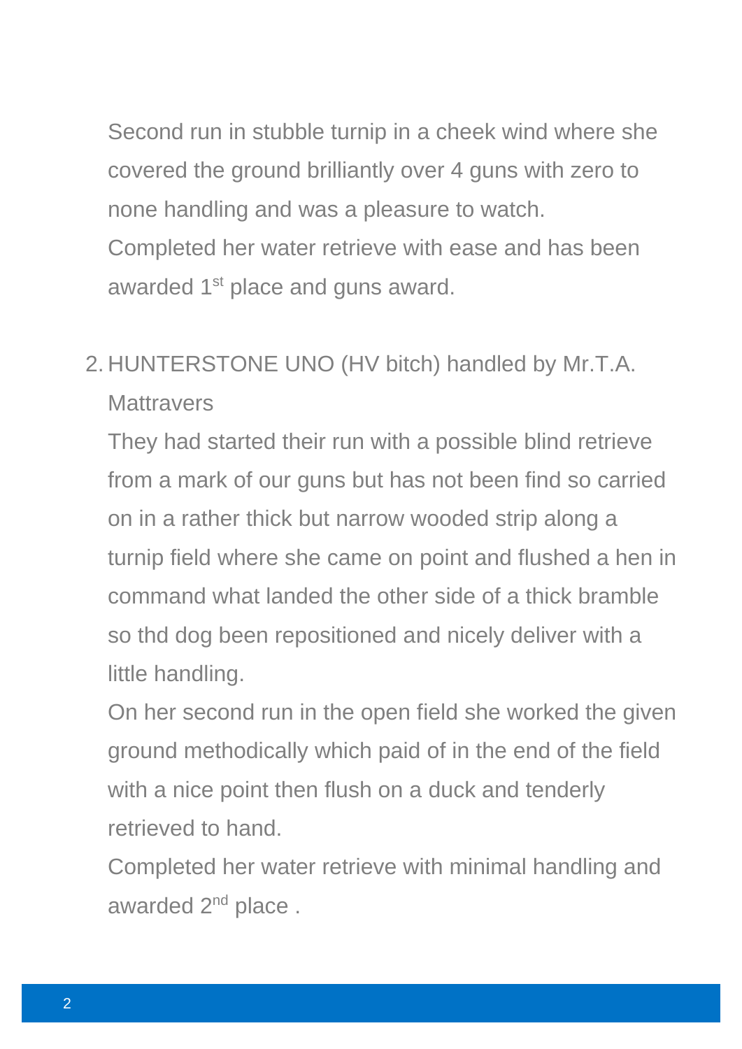Second run in stubble turnip in a cheek wind where she covered the ground brilliantly over 4 guns with zero to none handling and was a pleasure to watch.
Completed her water retrieve with ease and has been awarded 1st place and guns award.

2. HUNTERSTONE UNO (HV bitch) handled by Mr.T.A. Mattravers

   They had started their run with a possible blind retrieve from a mark of our guns but has not been find so carried on in a rather thick but narrow wooded strip along a turnip field where she came on point and flushed a hen in command what landed the other side of a thick bramble so thd dog been repositioned and nicely deliver with a little handling.
   On her second run in the open field she worked the given ground methodically which paid of in the end of the field with a nice point then flush on a duck and tenderly retrieved to hand.
   Completed her water retrieve with minimal handling and awarded 2nd place .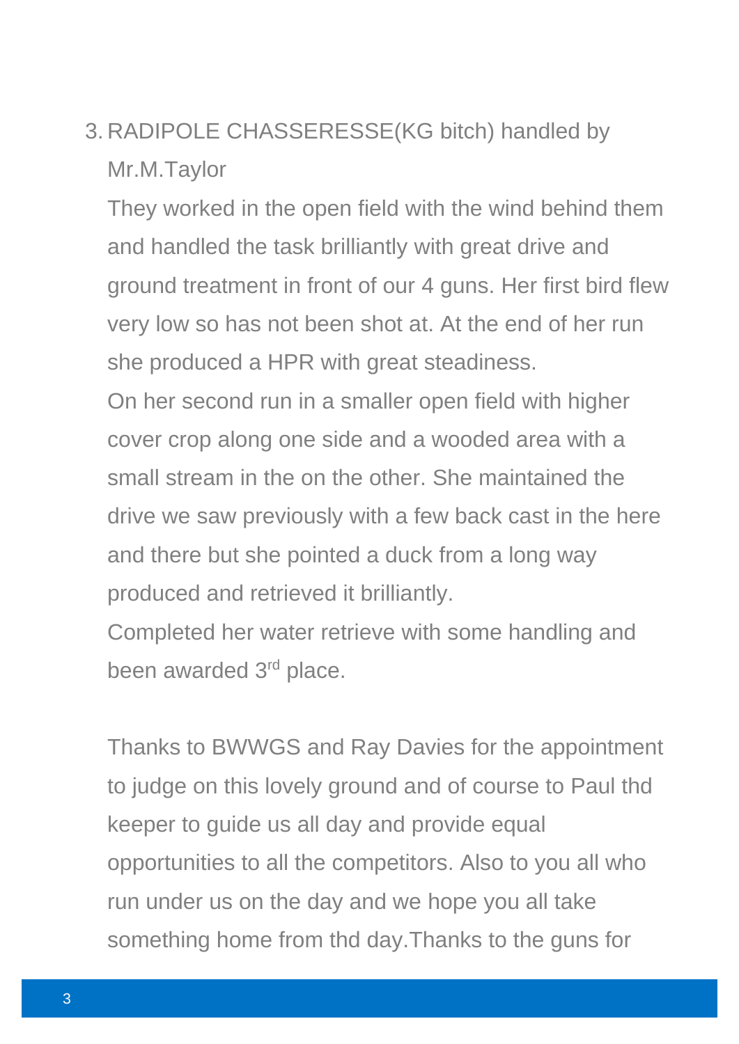3. RADIPOLE CHASSERESSE(KG bitch) handled by Mr.M.Taylor

   They worked in the open field with the wind behind them and handled the task brilliantly with great drive and ground treatment in front of our 4 guns. Her first bird flew very low so has not been shot at. At the end of her run she produced a HPR with great steadiness.

   On her second run in a smaller open field with higher cover crop along one side and a wooded area with a small stream in the on the other. She maintained the drive we saw previously with a few back cast in the here and there but she pointed a duck from a long way produced and retrieved it brilliantly.

   Completed her water retrieve with some handling and been awarded 3rd place.

Thanks to BWWGS and Ray Davies for the appointment to judge on this lovely ground and of course to Paul thd keeper to guide us all day and provide equal opportunities to all the competitors. Also to you all who run under us on the day and we hope you all take something home from thd day.Thanks to the guns for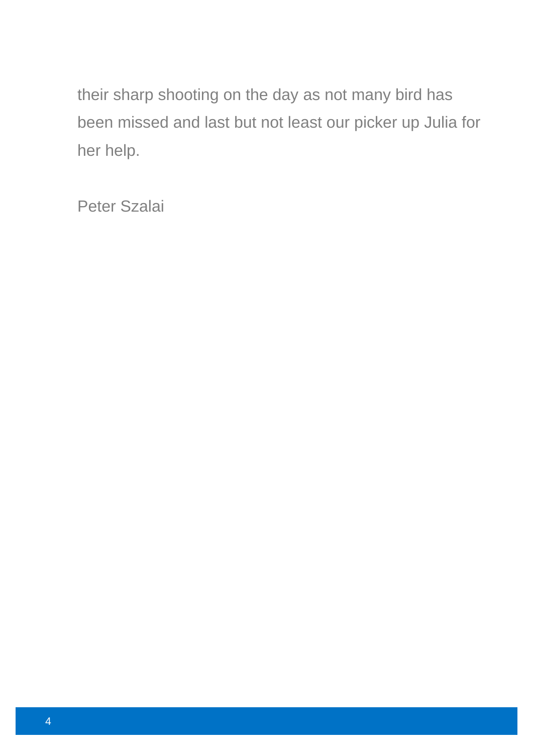their sharp shooting on the day as not many bird has been missed and last but not least our picker up Julia for her help.

Peter Szalai